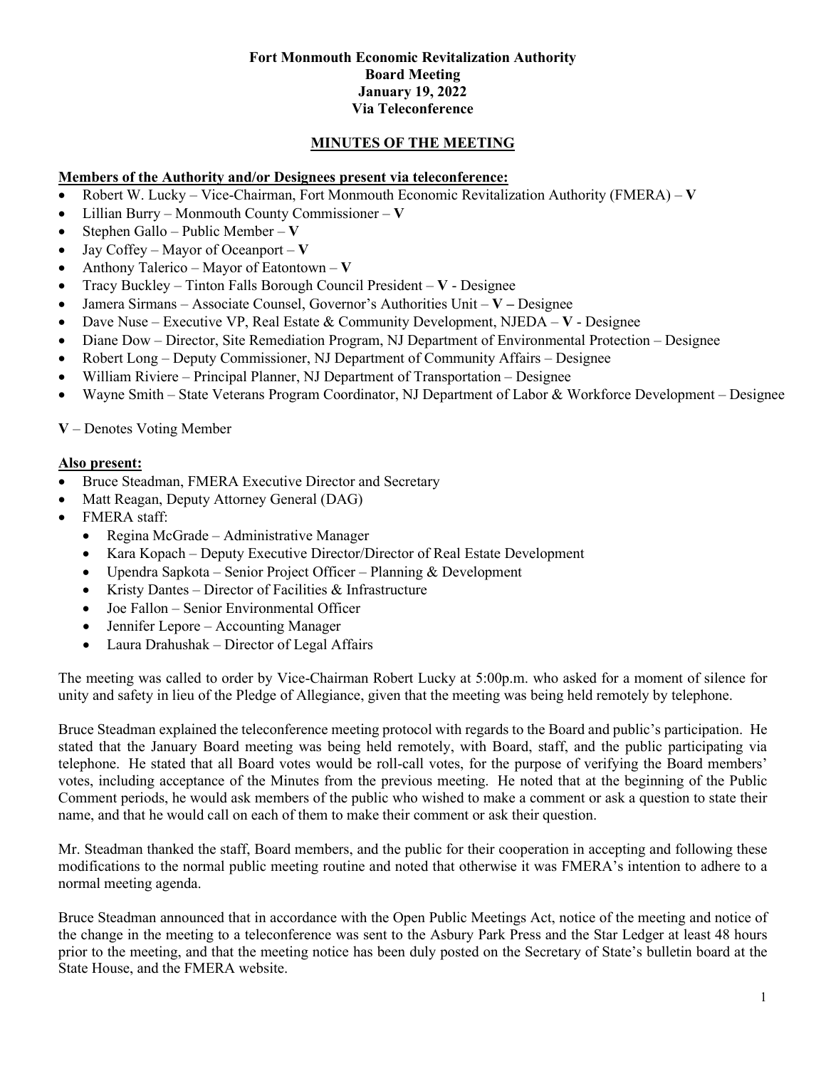**Fort Monmouth Economic Revitalization Authority**
**Board Meeting**
**January 19, 2022**
**Via Teleconference**

## MINUTES OF THE MEETING

**Members of the Authority and/or Designees present via teleconference:**

- Robert W. Lucky – Vice-Chairman, Fort Monmouth Economic Revitalization Authority (FMERA) – **V**
- Lillian Burry – Monmouth County Commissioner – **V**
- Stephen Gallo – Public Member – **V**
- Jay Coffey – Mayor of Oceanport – **V**
- Anthony Talerico – Mayor of Eatontown – **V**
- Tracy Buckley – Tinton Falls Borough Council President – **V** - Designee
- Jamera Sirmans – Associate Counsel, Governor's Authorities Unit – **V –** Designee
- Dave Nuse – Executive VP, Real Estate & Community Development, NJEDA – **V** - Designee
- Diane Dow – Director, Site Remediation Program, NJ Department of Environmental Protection – Designee
- Robert Long – Deputy Commissioner, NJ Department of Community Affairs – Designee
- William Riviere – Principal Planner, NJ Department of Transportation – Designee
- Wayne Smith – State Veterans Program Coordinator, NJ Department of Labor & Workforce Development – Designee

**V** – Denotes Voting Member

**Also present:**

- Bruce Steadman, FMERA Executive Director and Secretary
- Matt Reagan, Deputy Attorney General (DAG)
- FMERA staff:
  - Regina McGrade – Administrative Manager
  - Kara Kopach – Deputy Executive Director/Director of Real Estate Development
  - Upendra Sapkota – Senior Project Officer – Planning & Development
  - Kristy Dantes – Director of Facilities & Infrastructure
  - Joe Fallon – Senior Environmental Officer
  - Jennifer Lepore – Accounting Manager
  - Laura Drahushak – Director of Legal Affairs

The meeting was called to order by Vice-Chairman Robert Lucky at 5:00p.m. who asked for a moment of silence for unity and safety in lieu of the Pledge of Allegiance, given that the meeting was being held remotely by telephone.

Bruce Steadman explained the teleconference meeting protocol with regards to the Board and public's participation. He stated that the January Board meeting was being held remotely, with Board, staff, and the public participating via telephone. He stated that all Board votes would be roll-call votes, for the purpose of verifying the Board members' votes, including acceptance of the Minutes from the previous meeting. He noted that at the beginning of the Public Comment periods, he would ask members of the public who wished to make a comment or ask a question to state their name, and that he would call on each of them to make their comment or ask their question.

Mr. Steadman thanked the staff, Board members, and the public for their cooperation in accepting and following these modifications to the normal public meeting routine and noted that otherwise it was FMERA's intention to adhere to a normal meeting agenda.

Bruce Steadman announced that in accordance with the Open Public Meetings Act, notice of the meeting and notice of the change in the meeting to a teleconference was sent to the Asbury Park Press and the Star Ledger at least 48 hours prior to the meeting, and that the meeting notice has been duly posted on the Secretary of State's bulletin board at the State House, and the FMERA website.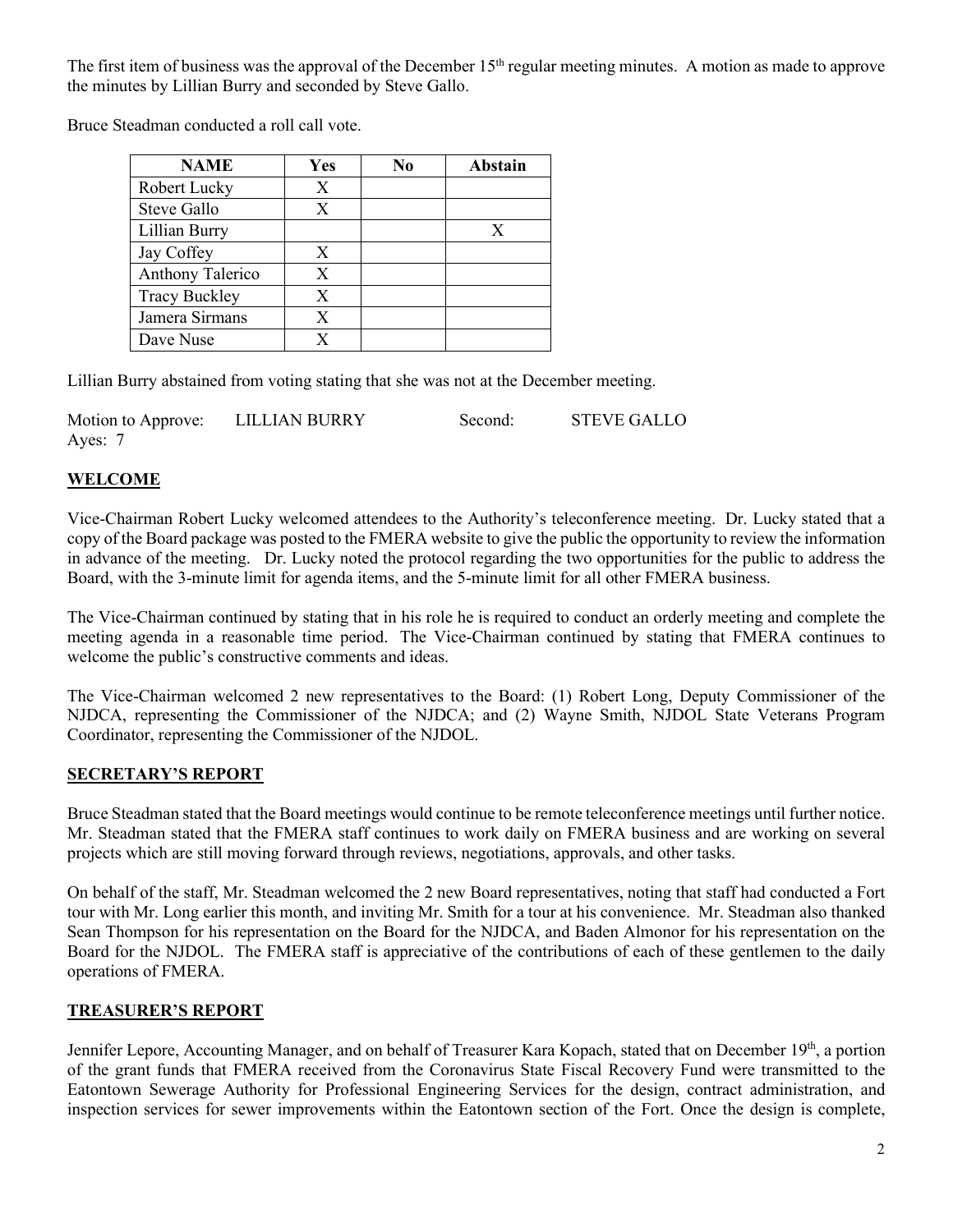The first item of business was the approval of the December 15th regular meeting minutes. A motion as made to approve the minutes by Lillian Burry and seconded by Steve Gallo.

Bruce Steadman conducted a roll call vote.

| NAME | Yes | No | Abstain |
|---|---|---|---|
| Robert Lucky | X | | |
| Steve Gallo | X | | |
| Lillian Burry | | | X |
| Jay Coffey | X | | |
| Anthony Talerico | X | | |
| Tracy Buckley | X | | |
| Jamera Sirmans | X | | |
| Dave Nuse | X | | |

Lillian Burry abstained from voting stating that she was not at the December meeting.

Motion to Approve: LILLIAN BURRY Second: STEVE GALLO
Ayes: 7

## WELCOME

Vice-Chairman Robert Lucky welcomed attendees to the Authority's teleconference meeting. Dr. Lucky stated that a copy of the Board package was posted to the FMERA website to give the public the opportunity to review the information in advance of the meeting. Dr. Lucky noted the protocol regarding the two opportunities for the public to address the Board, with the 3-minute limit for agenda items, and the 5-minute limit for all other FMERA business.

The Vice-Chairman continued by stating that in his role he is required to conduct an orderly meeting and complete the meeting agenda in a reasonable time period. The Vice-Chairman continued by stating that FMERA continues to welcome the public's constructive comments and ideas.

The Vice-Chairman welcomed 2 new representatives to the Board: (1) Robert Long, Deputy Commissioner of the NJDCA, representing the Commissioner of the NJDCA; and (2) Wayne Smith, NJDOL State Veterans Program Coordinator, representing the Commissioner of the NJDOL.

## SECRETARY'S REPORT

Bruce Steadman stated that the Board meetings would continue to be remote teleconference meetings until further notice. Mr. Steadman stated that the FMERA staff continues to work daily on FMERA business and are working on several projects which are still moving forward through reviews, negotiations, approvals, and other tasks.

On behalf of the staff, Mr. Steadman welcomed the 2 new Board representatives, noting that staff had conducted a Fort tour with Mr. Long earlier this month, and inviting Mr. Smith for a tour at his convenience. Mr. Steadman also thanked Sean Thompson for his representation on the Board for the NJDCA, and Baden Almonor for his representation on the Board for the NJDOL. The FMERA staff is appreciative of the contributions of each of these gentlemen to the daily operations of FMERA.

## TREASURER'S REPORT

Jennifer Lepore, Accounting Manager, and on behalf of Treasurer Kara Kopach, stated that on December 19th, a portion of the grant funds that FMERA received from the Coronavirus State Fiscal Recovery Fund were transmitted to the Eatontown Sewerage Authority for Professional Engineering Services for the design, contract administration, and inspection services for sewer improvements within the Eatontown section of the Fort. Once the design is complete,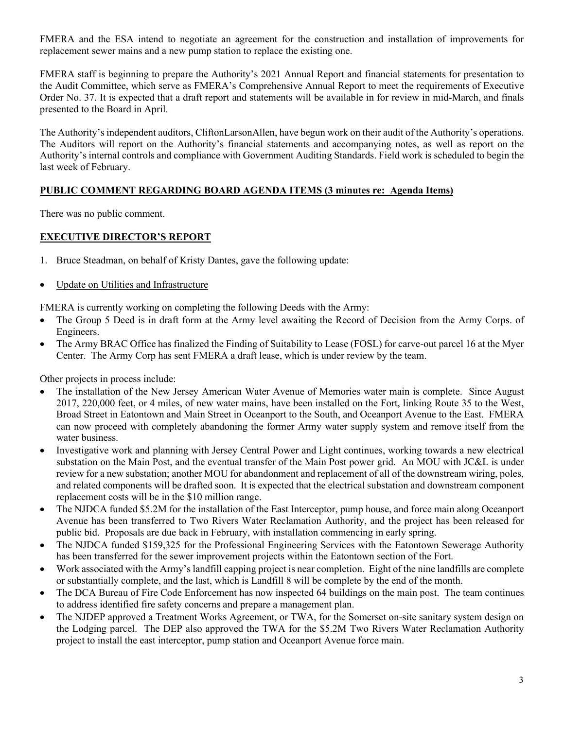FMERA and the ESA intend to negotiate an agreement for the construction and installation of improvements for replacement sewer mains and a new pump station to replace the existing one.

FMERA staff is beginning to prepare the Authority's 2021 Annual Report and financial statements for presentation to the Audit Committee, which serve as FMERA's Comprehensive Annual Report to meet the requirements of Executive Order No. 37. It is expected that a draft report and statements will be available in for review in mid-March, and finals presented to the Board in April.

The Authority's independent auditors, CliftonLarsonAllen, have begun work on their audit of the Authority's operations. The Auditors will report on the Authority's financial statements and accompanying notes, as well as report on the Authority's internal controls and compliance with Government Auditing Standards. Field work is scheduled to begin the last week of February.

## PUBLIC COMMENT REGARDING BOARD AGENDA ITEMS (3 minutes re: Agenda Items)

There was no public comment.

## EXECUTIVE DIRECTOR'S REPORT

1. Bruce Steadman, on behalf of Kristy Dantes, gave the following update:

- Update on Utilities and Infrastructure

FMERA is currently working on completing the following Deeds with the Army:

- The Group 5 Deed is in draft form at the Army level awaiting the Record of Decision from the Army Corps. of Engineers.
- The Army BRAC Office has finalized the Finding of Suitability to Lease (FOSL) for carve-out parcel 16 at the Myer Center. The Army Corp has sent FMERA a draft lease, which is under review by the team.

Other projects in process include:

- The installation of the New Jersey American Water Avenue of Memories water main is complete. Since August 2017, 220,000 feet, or 4 miles, of new water mains, have been installed on the Fort, linking Route 35 to the West, Broad Street in Eatontown and Main Street in Oceanport to the South, and Oceanport Avenue to the East. FMERA can now proceed with completely abandoning the former Army water supply system and remove itself from the water business.
- Investigative work and planning with Jersey Central Power and Light continues, working towards a new electrical substation on the Main Post, and the eventual transfer of the Main Post power grid. An MOU with JC&L is under review for a new substation; another MOU for abandonment and replacement of all of the downstream wiring, poles, and related components will be drafted soon. It is expected that the electrical substation and downstream component replacement costs will be in the $10 million range.
- The NJDCA funded $5.2M for the installation of the East Interceptor, pump house, and force main along Oceanport Avenue has been transferred to Two Rivers Water Reclamation Authority, and the project has been released for public bid. Proposals are due back in February, with installation commencing in early spring.
- The NJDCA funded $159,325 for the Professional Engineering Services with the Eatontown Sewerage Authority has been transferred for the sewer improvement projects within the Eatontown section of the Fort.
- Work associated with the Army's landfill capping project is near completion. Eight of the nine landfills are complete or substantially complete, and the last, which is Landfill 8 will be complete by the end of the month.
- The DCA Bureau of Fire Code Enforcement has now inspected 64 buildings on the main post. The team continues to address identified fire safety concerns and prepare a management plan.
- The NJDEP approved a Treatment Works Agreement, or TWA, for the Somerset on-site sanitary system design on the Lodging parcel. The DEP also approved the TWA for the $5.2M Two Rivers Water Reclamation Authority project to install the east interceptor, pump station and Oceanport Avenue force main.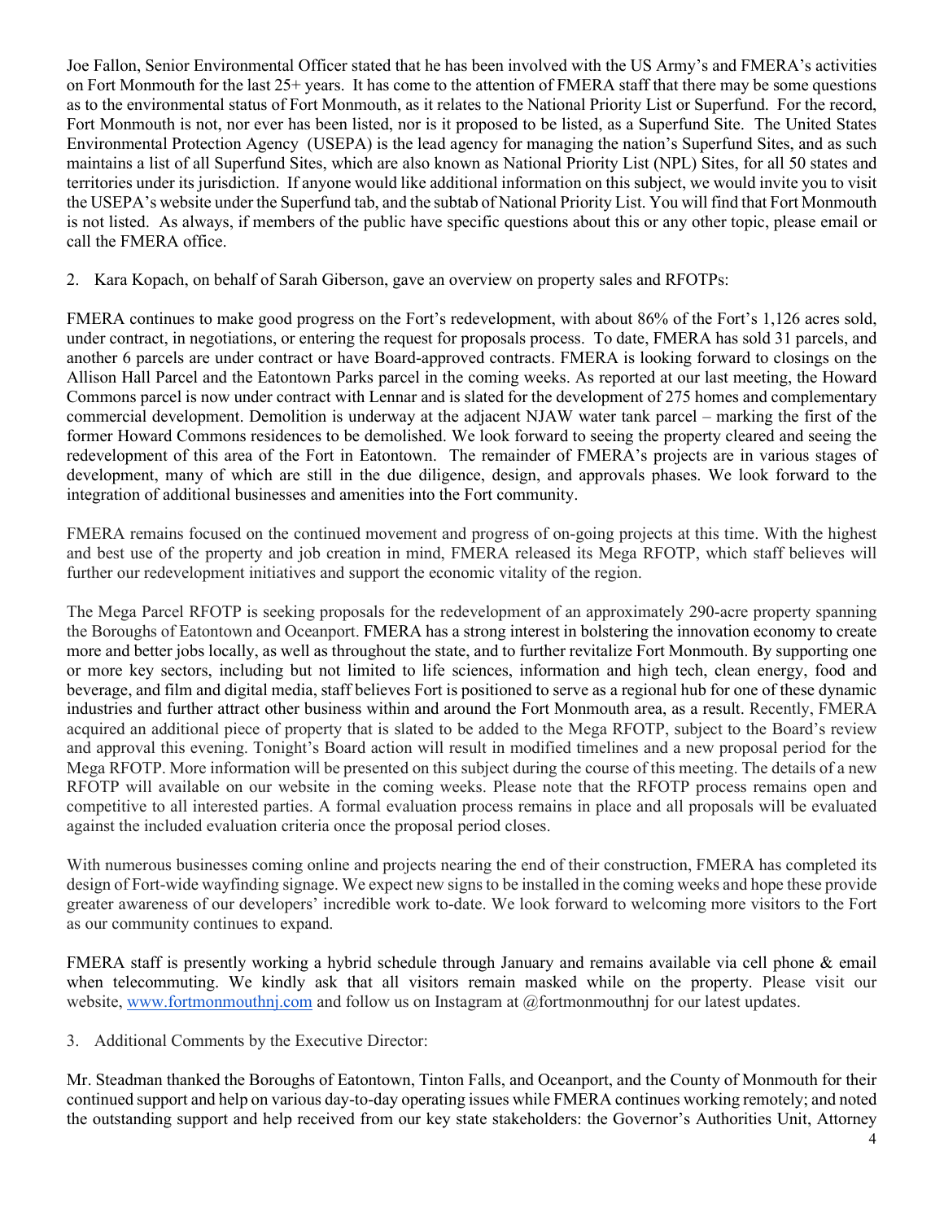Joe Fallon, Senior Environmental Officer stated that he has been involved with the US Army's and FMERA's activities on Fort Monmouth for the last 25+ years. It has come to the attention of FMERA staff that there may be some questions as to the environmental status of Fort Monmouth, as it relates to the National Priority List or Superfund. For the record, Fort Monmouth is not, nor ever has been listed, nor is it proposed to be listed, as a Superfund Site. The United States Environmental Protection Agency (USEPA) is the lead agency for managing the nation's Superfund Sites, and as such maintains a list of all Superfund Sites, which are also known as National Priority List (NPL) Sites, for all 50 states and territories under its jurisdiction. If anyone would like additional information on this subject, we would invite you to visit the USEPA's website under the Superfund tab, and the subtab of National Priority List. You will find that Fort Monmouth is not listed. As always, if members of the public have specific questions about this or any other topic, please email or call the FMERA office.

2. Kara Kopach, on behalf of Sarah Giberson, gave an overview on property sales and RFOTPs:

FMERA continues to make good progress on the Fort's redevelopment, with about 86% of the Fort's 1,126 acres sold, under contract, in negotiations, or entering the request for proposals process. To date, FMERA has sold 31 parcels, and another 6 parcels are under contract or have Board-approved contracts. FMERA is looking forward to closings on the Allison Hall Parcel and the Eatontown Parks parcel in the coming weeks. As reported at our last meeting, the Howard Commons parcel is now under contract with Lennar and is slated for the development of 275 homes and complementary commercial development. Demolition is underway at the adjacent NJAW water tank parcel – marking the first of the former Howard Commons residences to be demolished. We look forward to seeing the property cleared and seeing the redevelopment of this area of the Fort in Eatontown. The remainder of FMERA's projects are in various stages of development, many of which are still in the due diligence, design, and approvals phases. We look forward to the integration of additional businesses and amenities into the Fort community.

FMERA remains focused on the continued movement and progress of on-going projects at this time. With the highest and best use of the property and job creation in mind, FMERA released its Mega RFOTP, which staff believes will further our redevelopment initiatives and support the economic vitality of the region.

The Mega Parcel RFOTP is seeking proposals for the redevelopment of an approximately 290-acre property spanning the Boroughs of Eatontown and Oceanport. FMERA has a strong interest in bolstering the innovation economy to create more and better jobs locally, as well as throughout the state, and to further revitalize Fort Monmouth. By supporting one or more key sectors, including but not limited to life sciences, information and high tech, clean energy, food and beverage, and film and digital media, staff believes Fort is positioned to serve as a regional hub for one of these dynamic industries and further attract other business within and around the Fort Monmouth area, as a result. Recently, FMERA acquired an additional piece of property that is slated to be added to the Mega RFOTP, subject to the Board's review and approval this evening. Tonight's Board action will result in modified timelines and a new proposal period for the Mega RFOTP. More information will be presented on this subject during the course of this meeting. The details of a new RFOTP will available on our website in the coming weeks. Please note that the RFOTP process remains open and competitive to all interested parties. A formal evaluation process remains in place and all proposals will be evaluated against the included evaluation criteria once the proposal period closes.

With numerous businesses coming online and projects nearing the end of their construction, FMERA has completed its design of Fort-wide wayfinding signage. We expect new signs to be installed in the coming weeks and hope these provide greater awareness of our developers' incredible work to-date. We look forward to welcoming more visitors to the Fort as our community continues to expand.

FMERA staff is presently working a hybrid schedule through January and remains available via cell phone & email when telecommuting. We kindly ask that all visitors remain masked while on the property. Please visit our website, [www.fortmonmouthnj.com](http://www.fortmonmouthnj.com) and follow us on Instagram at @fortmonmouthnj for our latest updates.

3. Additional Comments by the Executive Director:

Mr. Steadman thanked the Boroughs of Eatontown, Tinton Falls, and Oceanport, and the County of Monmouth for their continued support and help on various day-to-day operating issues while FMERA continues working remotely; and noted the outstanding support and help received from our key state stakeholders: the Governor's Authorities Unit, Attorney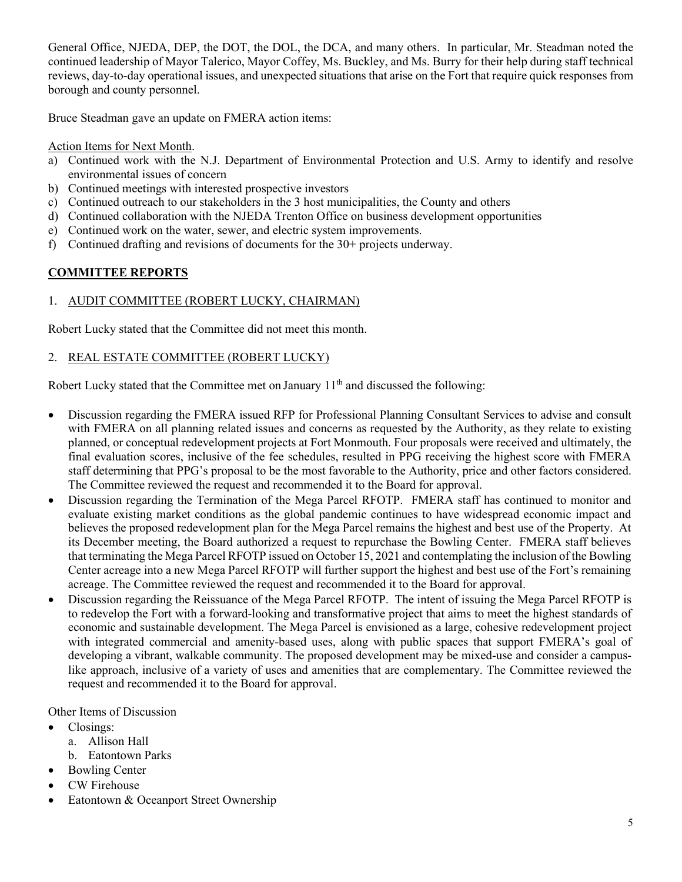General Office, NJEDA, DEP, the DOT, the DOL, the DCA, and many others. In particular, Mr. Steadman noted the continued leadership of Mayor Talerico, Mayor Coffey, Ms. Buckley, and Ms. Burry for their help during staff technical reviews, day-to-day operational issues, and unexpected situations that arise on the Fort that require quick responses from borough and county personnel.

Bruce Steadman gave an update on FMERA action items:

Action Items for Next Month.

a) Continued work with the N.J. Department of Environmental Protection and U.S. Army to identify and resolve environmental issues of concern
b) Continued meetings with interested prospective investors
c) Continued outreach to our stakeholders in the 3 host municipalities, the County and others
d) Continued collaboration with the NJEDA Trenton Office on business development opportunities
e) Continued work on the water, sewer, and electric system improvements.
f) Continued drafting and revisions of documents for the 30+ projects underway.

## COMMITTEE REPORTS

1. AUDIT COMMITTEE (ROBERT LUCKY, CHAIRMAN)

Robert Lucky stated that the Committee did not meet this month.

2. REAL ESTATE COMMITTEE (ROBERT LUCKY)

Robert Lucky stated that the Committee met on January 11th and discussed the following:

- Discussion regarding the FMERA issued RFP for Professional Planning Consultant Services to advise and consult with FMERA on all planning related issues and concerns as requested by the Authority, as they relate to existing planned, or conceptual redevelopment projects at Fort Monmouth. Four proposals were received and ultimately, the final evaluation scores, inclusive of the fee schedules, resulted in PPG receiving the highest score with FMERA staff determining that PPG's proposal to be the most favorable to the Authority, price and other factors considered. The Committee reviewed the request and recommended it to the Board for approval.
- Discussion regarding the Termination of the Mega Parcel RFOTP. FMERA staff has continued to monitor and evaluate existing market conditions as the global pandemic continues to have widespread economic impact and believes the proposed redevelopment plan for the Mega Parcel remains the highest and best use of the Property. At its December meeting, the Board authorized a request to repurchase the Bowling Center. FMERA staff believes that terminating the Mega Parcel RFOTP issued on October 15, 2021 and contemplating the inclusion of the Bowling Center acreage into a new Mega Parcel RFOTP will further support the highest and best use of the Fort's remaining acreage. The Committee reviewed the request and recommended it to the Board for approval.
- Discussion regarding the Reissuance of the Mega Parcel RFOTP. The intent of issuing the Mega Parcel RFOTP is to redevelop the Fort with a forward-looking and transformative project that aims to meet the highest standards of economic and sustainable development. The Mega Parcel is envisioned as a large, cohesive redevelopment project with integrated commercial and amenity-based uses, along with public spaces that support FMERA's goal of developing a vibrant, walkable community. The proposed development may be mixed-use and consider a campus-like approach, inclusive of a variety of uses and amenities that are complementary. The Committee reviewed the request and recommended it to the Board for approval.

Other Items of Discussion

- Closings:
  a. Allison Hall
  b. Eatontown Parks
- Bowling Center
- CW Firehouse
- Eatontown & Oceanport Street Ownership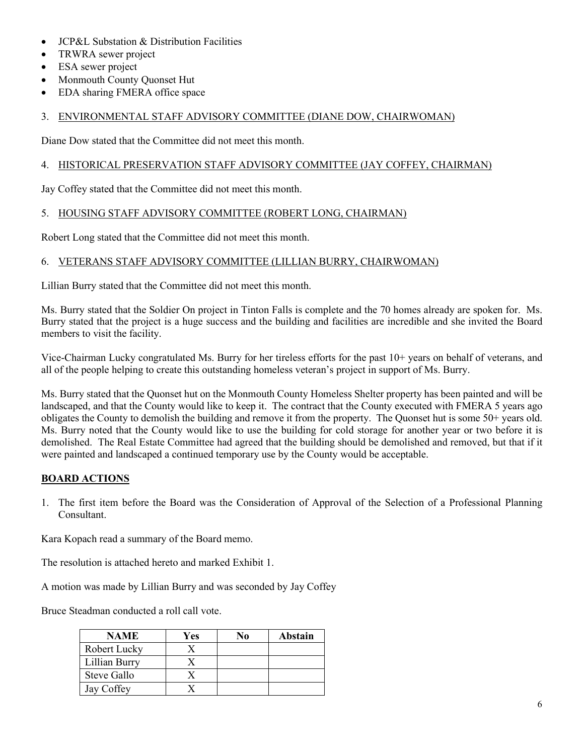- JCP&L Substation & Distribution Facilities
- TRWRA sewer project
- ESA sewer project
- Monmouth County Quonset Hut
- EDA sharing FMERA office space

3. <u>ENVIRONMENTAL STAFF ADVISORY COMMITTEE (DIANE DOW, CHAIRWOMAN)</u>

Diane Dow stated that the Committee did not meet this month.

4. <u>HISTORICAL PRESERVATION STAFF ADVISORY COMMITTEE (JAY COFFEY, CHAIRMAN)</u>

Jay Coffey stated that the Committee did not meet this month.

5. <u>HOUSING STAFF ADVISORY COMMITTEE (ROBERT LONG, CHAIRMAN)</u>

Robert Long stated that the Committee did not meet this month.

6. <u>VETERANS STAFF ADVISORY COMMITTEE (LILLIAN BURRY, CHAIRWOMAN)</u>

Lillian Burry stated that the Committee did not meet this month.

Ms. Burry stated that the Soldier On project in Tinton Falls is complete and the 70 homes already are spoken for. Ms. Burry stated that the project is a huge success and the building and facilities are incredible and she invited the Board members to visit the facility.

Vice-Chairman Lucky congratulated Ms. Burry for her tireless efforts for the past 10+ years on behalf of veterans, and all of the people helping to create this outstanding homeless veteran's project in support of Ms. Burry.

Ms. Burry stated that the Quonset hut on the Monmouth County Homeless Shelter property has been painted and will be landscaped, and that the County would like to keep it. The contract that the County executed with FMERA 5 years ago obligates the County to demolish the building and remove it from the property. The Quonset hut is some 50+ years old. Ms. Burry noted that the County would like to use the building for cold storage for another year or two before it is demolished. The Real Estate Committee had agreed that the building should be demolished and removed, but that if it were painted and landscaped a continued temporary use by the County would be acceptable.

## BOARD ACTIONS

1. The first item before the Board was the Consideration of Approval of the Selection of a Professional Planning Consultant.

Kara Kopach read a summary of the Board memo.

The resolution is attached hereto and marked Exhibit 1.

A motion was made by Lillian Burry and was seconded by Jay Coffey

Bruce Steadman conducted a roll call vote.

| NAME | Yes | No | Abstain |
|---|---|---|---|
| Robert Lucky | X | | |
| Lillian Burry | X | | |
| Steve Gallo | X | | |
| Jay Coffey | X | | |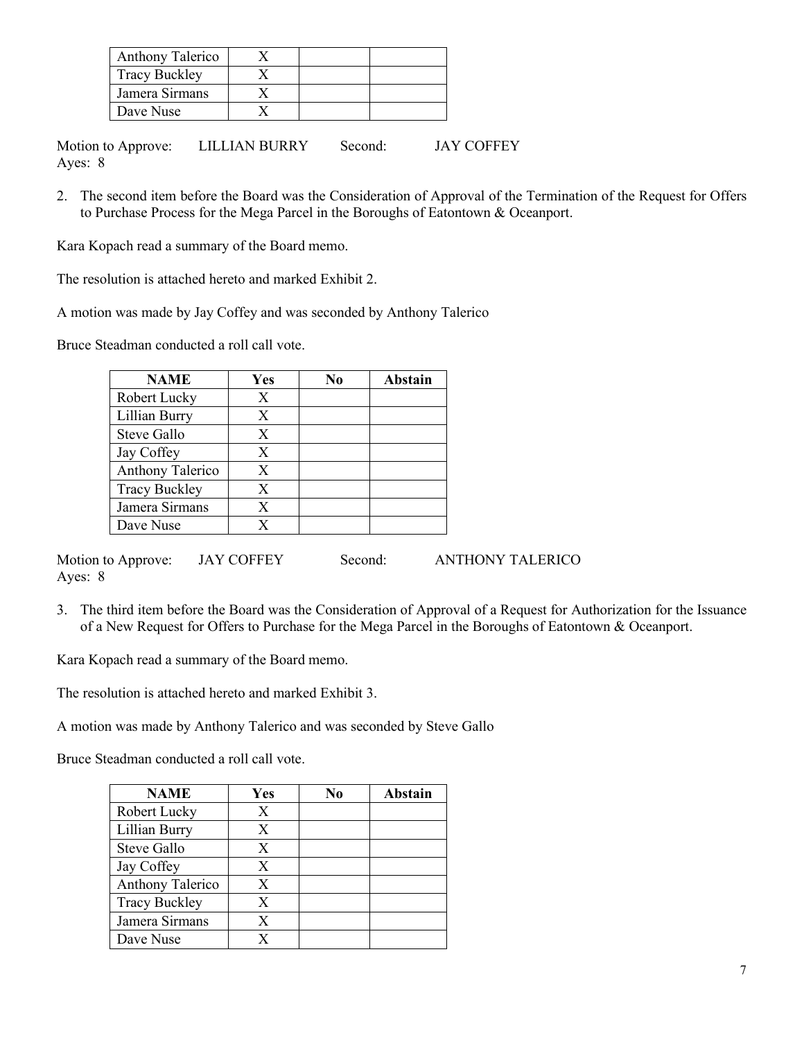| | | | |
|---|---|---|---|
| Anthony Talerico | X | | |
| Tracy Buckley | X | | |
| Jamera Sirmans | X | | |
| Dave Nuse | X | | |

Motion to Approve: LILLIAN BURRY Second: JAY COFFEY
Ayes: 8

2. The second item before the Board was the Consideration of Approval of the Termination of the Request for Offers to Purchase Process for the Mega Parcel in the Boroughs of Eatontown & Oceanport.

Kara Kopach read a summary of the Board memo.

The resolution is attached hereto and marked Exhibit 2.

A motion was made by Jay Coffey and was seconded by Anthony Talerico

Bruce Steadman conducted a roll call vote.

| NAME | Yes | No | Abstain |
|---|---|---|---|
| Robert Lucky | X | | |
| Lillian Burry | X | | |
| Steve Gallo | X | | |
| Jay Coffey | X | | |
| Anthony Talerico | X | | |
| Tracy Buckley | X | | |
| Jamera Sirmans | X | | |
| Dave Nuse | X | | |

Motion to Approve: JAY COFFEY Second: ANTHONY TALERICO
Ayes: 8

3. The third item before the Board was the Consideration of Approval of a Request for Authorization for the Issuance of a New Request for Offers to Purchase for the Mega Parcel in the Boroughs of Eatontown & Oceanport.

Kara Kopach read a summary of the Board memo.

The resolution is attached hereto and marked Exhibit 3.

A motion was made by Anthony Talerico and was seconded by Steve Gallo

Bruce Steadman conducted a roll call vote.

| NAME | Yes | No | Abstain |
|---|---|---|---|
| Robert Lucky | X | | |
| Lillian Burry | X | | |
| Steve Gallo | X | | |
| Jay Coffey | X | | |
| Anthony Talerico | X | | |
| Tracy Buckley | X | | |
| Jamera Sirmans | X | | |
| Dave Nuse | X | | |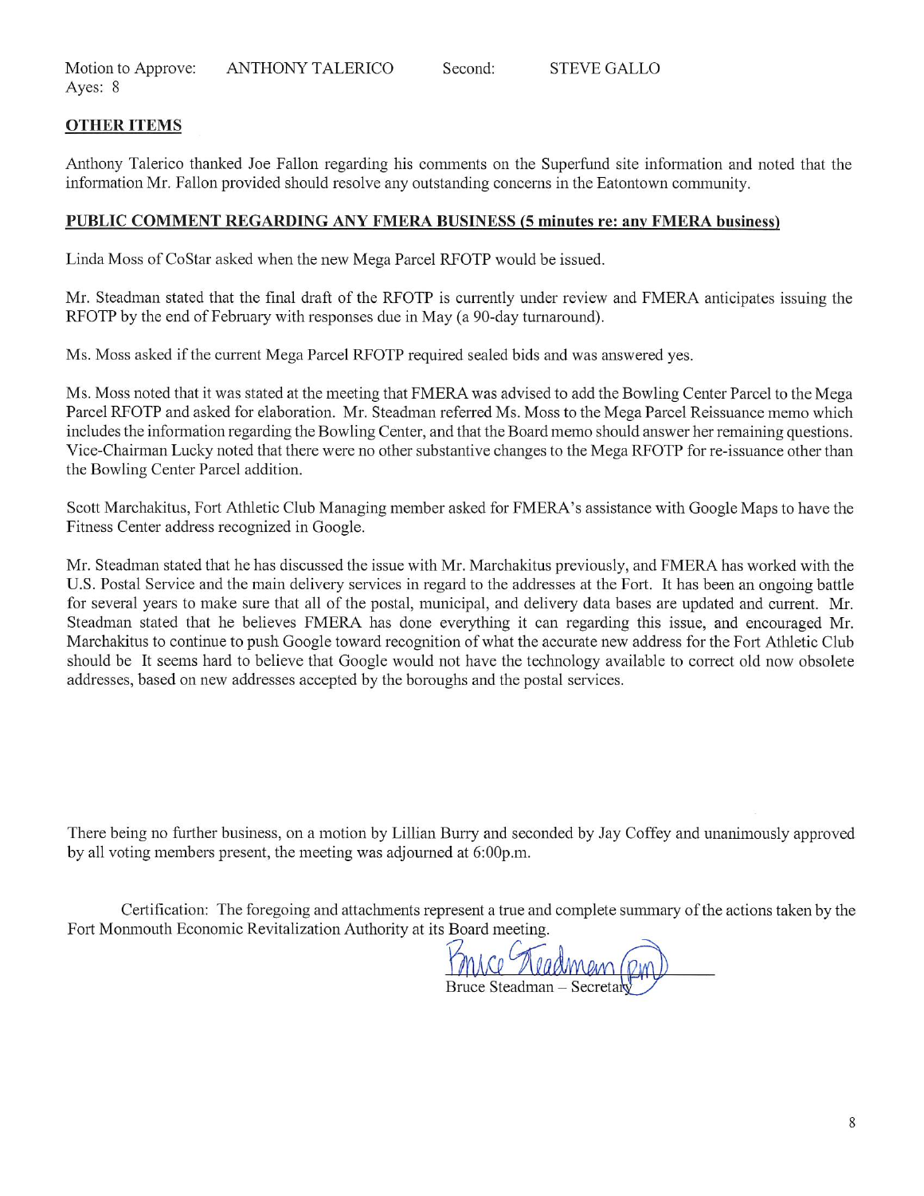Motion to Approve: ANTHONY TALERICO Second: STEVE GALLO
Ayes: 8

## OTHER ITEMS

Anthony Talerico thanked Joe Fallon regarding his comments on the Superfund site information and noted that the information Mr. Fallon provided should resolve any outstanding concerns in the Eatontown community.

## PUBLIC COMMENT REGARDING ANY FMERA BUSINESS (5 minutes re: any FMERA business)

Linda Moss of CoStar asked when the new Mega Parcel RFOTP would be issued.

Mr. Steadman stated that the final draft of the RFOTP is currently under review and FMERA anticipates issuing the RFOTP by the end of February with responses due in May (a 90-day turnaround).

Ms. Moss asked if the current Mega Parcel RFOTP required sealed bids and was answered yes.

Ms. Moss noted that it was stated at the meeting that FMERA was advised to add the Bowling Center Parcel to the Mega Parcel RFOTP and asked for elaboration. Mr. Steadman referred Ms. Moss to the Mega Parcel Reissuance memo which includes the information regarding the Bowling Center, and that the Board memo should answer her remaining questions. Vice-Chairman Lucky noted that there were no other substantive changes to the Mega RFOTP for re-issuance other than the Bowling Center Parcel addition.

Scott Marchakitus, Fort Athletic Club Managing member asked for FMERA's assistance with Google Maps to have the Fitness Center address recognized in Google.

Mr. Steadman stated that he has discussed the issue with Mr. Marchakitus previously, and FMERA has worked with the U.S. Postal Service and the main delivery services in regard to the addresses at the Fort. It has been an ongoing battle for several years to make sure that all of the postal, municipal, and delivery data bases are updated and current. Mr. Steadman stated that he believes FMERA has done everything it can regarding this issue, and encouraged Mr. Marchakitus to continue to push Google toward recognition of what the accurate new address for the Fort Athletic Club should be It seems hard to believe that Google would not have the technology available to correct old now obsolete addresses, based on new addresses accepted by the boroughs and the postal services.

There being no further business, on a motion by Lillian Burry and seconded by Jay Coffey and unanimously approved by all voting members present, the meeting was adjourned at 6:00p.m.

Certification: The foregoing and attachments represent a true and complete summary of the actions taken by the Fort Monmouth Economic Revitalization Authority at its Board meeting.

Bruce Steadman (pm)

Bruce Steadman – Secretary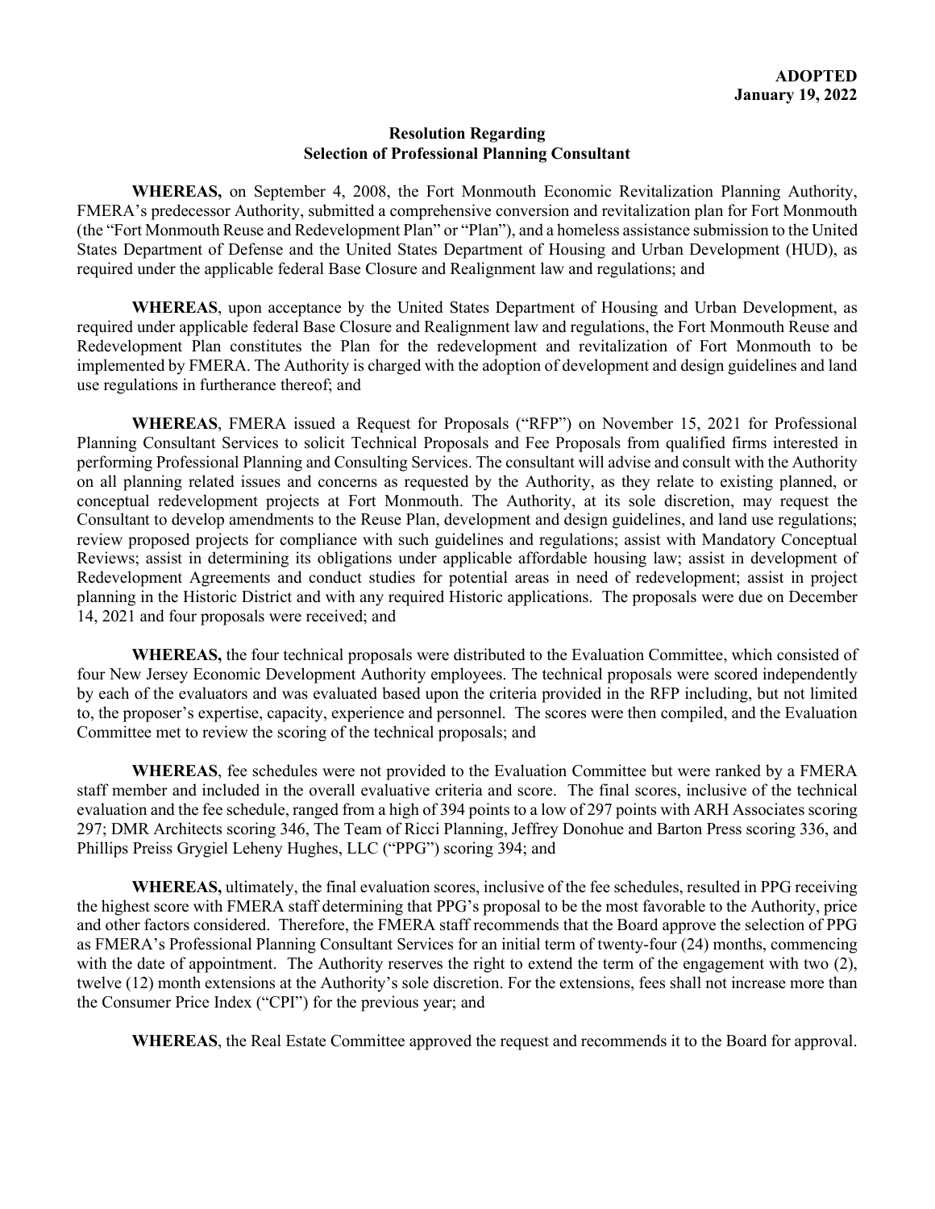**ADOPTED**
**January 19, 2022**

**Resolution Regarding**
**Selection of Professional Planning Consultant**

**WHEREAS,** on September 4, 2008, the Fort Monmouth Economic Revitalization Planning Authority, FMERA's predecessor Authority, submitted a comprehensive conversion and revitalization plan for Fort Monmouth (the "Fort Monmouth Reuse and Redevelopment Plan" or "Plan"), and a homeless assistance submission to the United States Department of Defense and the United States Department of Housing and Urban Development (HUD), as required under the applicable federal Base Closure and Realignment law and regulations; and

**WHEREAS**, upon acceptance by the United States Department of Housing and Urban Development, as required under applicable federal Base Closure and Realignment law and regulations, the Fort Monmouth Reuse and Redevelopment Plan constitutes the Plan for the redevelopment and revitalization of Fort Monmouth to be implemented by FMERA. The Authority is charged with the adoption of development and design guidelines and land use regulations in furtherance thereof; and

**WHEREAS**, FMERA issued a Request for Proposals ("RFP") on November 15, 2021 for Professional Planning Consultant Services to solicit Technical Proposals and Fee Proposals from qualified firms interested in performing Professional Planning and Consulting Services. The consultant will advise and consult with the Authority on all planning related issues and concerns as requested by the Authority, as they relate to existing planned, or conceptual redevelopment projects at Fort Monmouth. The Authority, at its sole discretion, may request the Consultant to develop amendments to the Reuse Plan, development and design guidelines, and land use regulations; review proposed projects for compliance with such guidelines and regulations; assist with Mandatory Conceptual Reviews; assist in determining its obligations under applicable affordable housing law; assist in development of Redevelopment Agreements and conduct studies for potential areas in need of redevelopment; assist in project planning in the Historic District and with any required Historic applications. The proposals were due on December 14, 2021 and four proposals were received; and

**WHEREAS,** the four technical proposals were distributed to the Evaluation Committee, which consisted of four New Jersey Economic Development Authority employees. The technical proposals were scored independently by each of the evaluators and was evaluated based upon the criteria provided in the RFP including, but not limited to, the proposer's expertise, capacity, experience and personnel. The scores were then compiled, and the Evaluation Committee met to review the scoring of the technical proposals; and

**WHEREAS**, fee schedules were not provided to the Evaluation Committee but were ranked by a FMERA staff member and included in the overall evaluative criteria and score. The final scores, inclusive of the technical evaluation and the fee schedule, ranged from a high of 394 points to a low of 297 points with ARH Associates scoring 297; DMR Architects scoring 346, The Team of Ricci Planning, Jeffrey Donohue and Barton Press scoring 336, and Phillips Preiss Grygiel Leheny Hughes, LLC ("PPG") scoring 394; and

**WHEREAS,** ultimately, the final evaluation scores, inclusive of the fee schedules, resulted in PPG receiving the highest score with FMERA staff determining that PPG's proposal to be the most favorable to the Authority, price and other factors considered. Therefore, the FMERA staff recommends that the Board approve the selection of PPG as FMERA's Professional Planning Consultant Services for an initial term of twenty-four (24) months, commencing with the date of appointment. The Authority reserves the right to extend the term of the engagement with two (2), twelve (12) month extensions at the Authority's sole discretion. For the extensions, fees shall not increase more than the Consumer Price Index ("CPI") for the previous year; and

**WHEREAS**, the Real Estate Committee approved the request and recommends it to the Board for approval.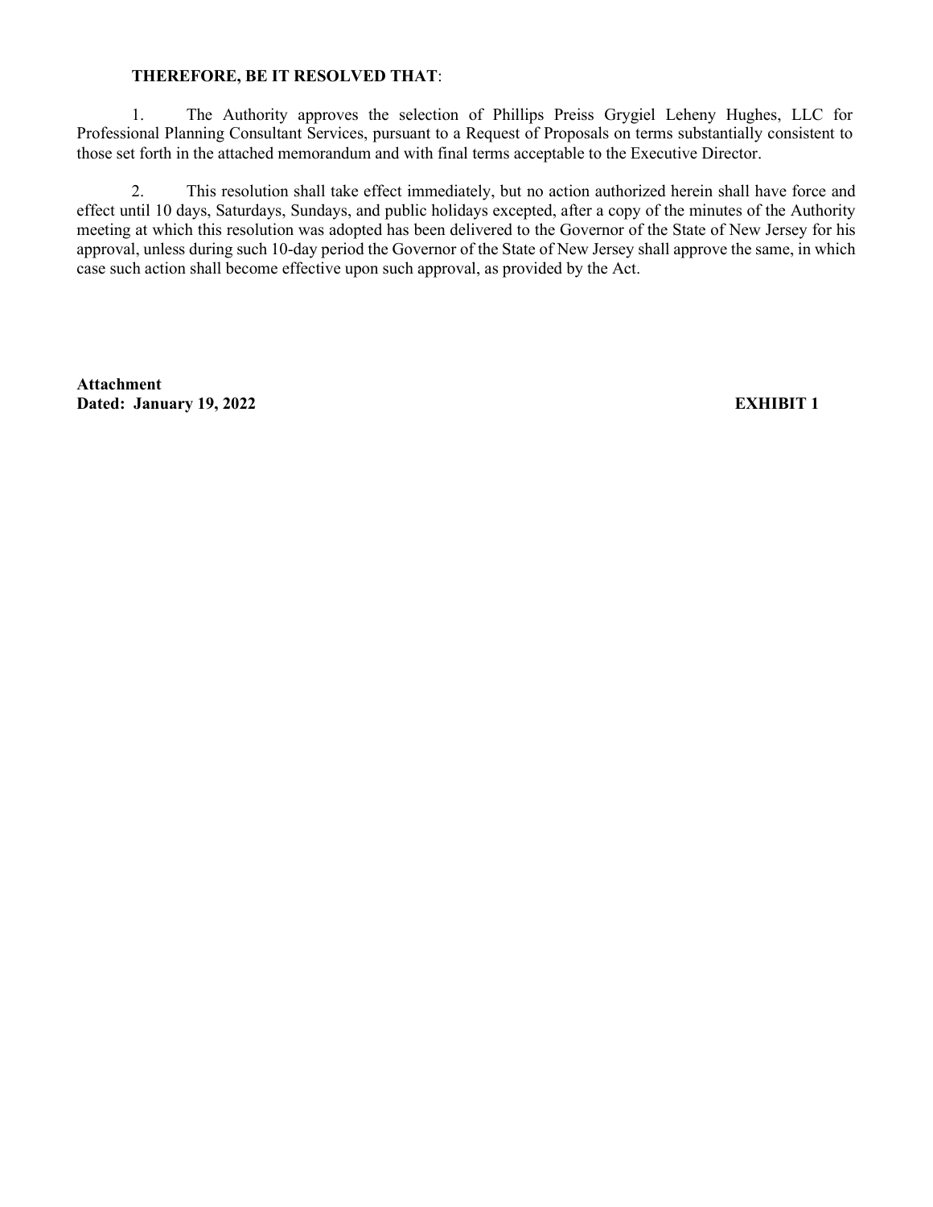**THEREFORE, BE IT RESOLVED THAT**:

1. The Authority approves the selection of Phillips Preiss Grygiel Leheny Hughes, LLC for Professional Planning Consultant Services, pursuant to a Request of Proposals on terms substantially consistent to those set forth in the attached memorandum and with final terms acceptable to the Executive Director.

2. This resolution shall take effect immediately, but no action authorized herein shall have force and effect until 10 days, Saturdays, Sundays, and public holidays excepted, after a copy of the minutes of the Authority meeting at which this resolution was adopted has been delivered to the Governor of the State of New Jersey for his approval, unless during such 10-day period the Governor of the State of New Jersey shall approve the same, in which case such action shall become effective upon such approval, as provided by the Act.

**Attachment**
**Dated: January 19, 2022** **EXHIBIT 1**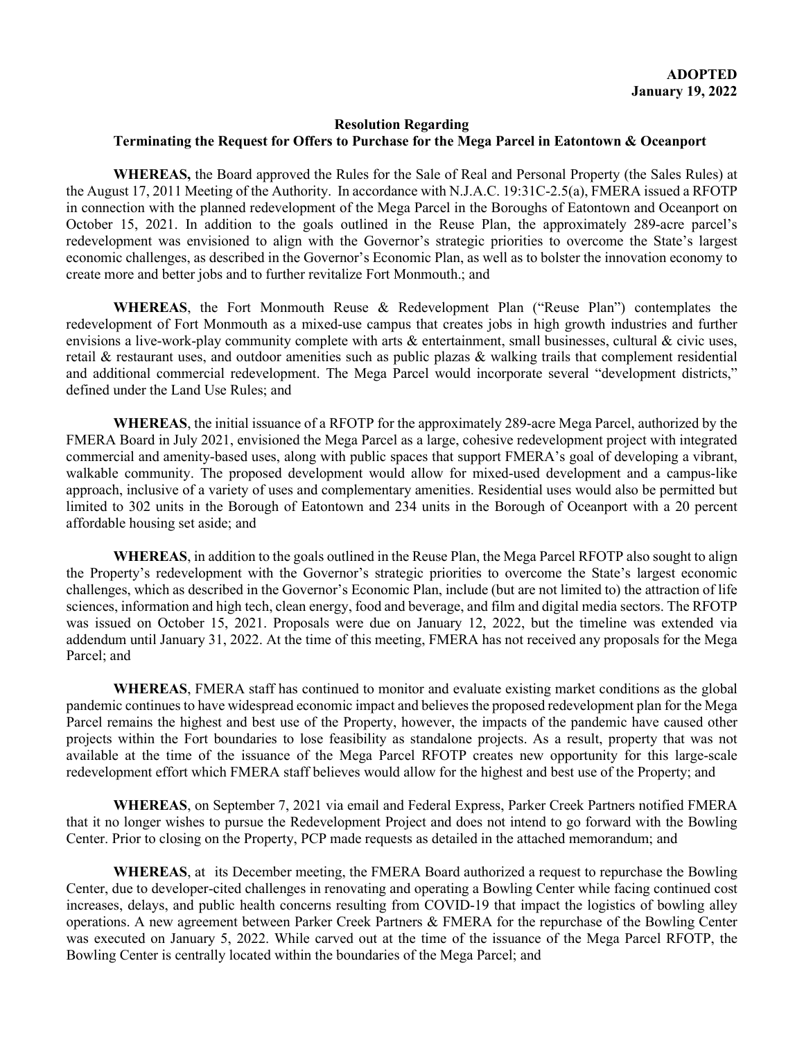**ADOPTED**
**January 19, 2022**

**Resolution Regarding**
**Terminating the Request for Offers to Purchase for the Mega Parcel in Eatontown & Oceanport**

**WHEREAS,** the Board approved the Rules for the Sale of Real and Personal Property (the Sales Rules) at the August 17, 2011 Meeting of the Authority. In accordance with N.J.A.C. 19:31C-2.5(a), FMERA issued a RFOTP in connection with the planned redevelopment of the Mega Parcel in the Boroughs of Eatontown and Oceanport on October 15, 2021. In addition to the goals outlined in the Reuse Plan, the approximately 289-acre parcel's redevelopment was envisioned to align with the Governor's strategic priorities to overcome the State's largest economic challenges, as described in the Governor's Economic Plan, as well as to bolster the innovation economy to create more and better jobs and to further revitalize Fort Monmouth.; and

**WHEREAS**, the Fort Monmouth Reuse & Redevelopment Plan ("Reuse Plan") contemplates the redevelopment of Fort Monmouth as a mixed-use campus that creates jobs in high growth industries and further envisions a live-work-play community complete with arts & entertainment, small businesses, cultural & civic uses, retail & restaurant uses, and outdoor amenities such as public plazas & walking trails that complement residential and additional commercial redevelopment. The Mega Parcel would incorporate several "development districts," defined under the Land Use Rules; and

**WHEREAS**, the initial issuance of a RFOTP for the approximately 289-acre Mega Parcel, authorized by the FMERA Board in July 2021, envisioned the Mega Parcel as a large, cohesive redevelopment project with integrated commercial and amenity-based uses, along with public spaces that support FMERA's goal of developing a vibrant, walkable community. The proposed development would allow for mixed-used development and a campus-like approach, inclusive of a variety of uses and complementary amenities. Residential uses would also be permitted but limited to 302 units in the Borough of Eatontown and 234 units in the Borough of Oceanport with a 20 percent affordable housing set aside; and

**WHEREAS**, in addition to the goals outlined in the Reuse Plan, the Mega Parcel RFOTP also sought to align the Property's redevelopment with the Governor's strategic priorities to overcome the State's largest economic challenges, which as described in the Governor's Economic Plan, include (but are not limited to) the attraction of life sciences, information and high tech, clean energy, food and beverage, and film and digital media sectors. The RFOTP was issued on October 15, 2021. Proposals were due on January 12, 2022, but the timeline was extended via addendum until January 31, 2022. At the time of this meeting, FMERA has not received any proposals for the Mega Parcel; and

**WHEREAS**, FMERA staff has continued to monitor and evaluate existing market conditions as the global pandemic continues to have widespread economic impact and believes the proposed redevelopment plan for the Mega Parcel remains the highest and best use of the Property, however, the impacts of the pandemic have caused other projects within the Fort boundaries to lose feasibility as standalone projects. As a result, property that was not available at the time of the issuance of the Mega Parcel RFOTP creates new opportunity for this large-scale redevelopment effort which FMERA staff believes would allow for the highest and best use of the Property; and

**WHEREAS**, on September 7, 2021 via email and Federal Express, Parker Creek Partners notified FMERA that it no longer wishes to pursue the Redevelopment Project and does not intend to go forward with the Bowling Center. Prior to closing on the Property, PCP made requests as detailed in the attached memorandum; and

**WHEREAS**, at its December meeting, the FMERA Board authorized a request to repurchase the Bowling Center, due to developer-cited challenges in renovating and operating a Bowling Center while facing continued cost increases, delays, and public health concerns resulting from COVID-19 that impact the logistics of bowling alley operations. A new agreement between Parker Creek Partners & FMERA for the repurchase of the Bowling Center was executed on January 5, 2022. While carved out at the time of the issuance of the Mega Parcel RFOTP, the Bowling Center is centrally located within the boundaries of the Mega Parcel; and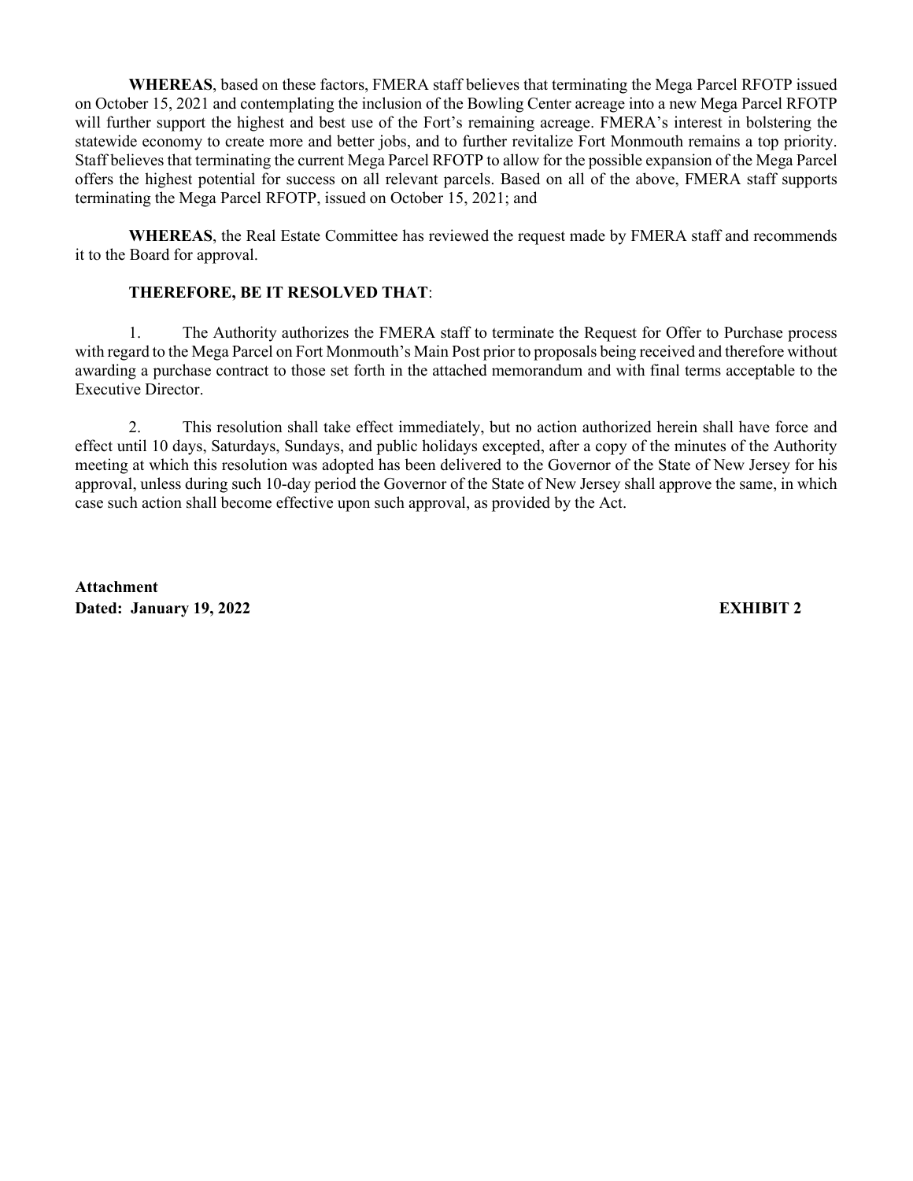**WHEREAS**, based on these factors, FMERA staff believes that terminating the Mega Parcel RFOTP issued on October 15, 2021 and contemplating the inclusion of the Bowling Center acreage into a new Mega Parcel RFOTP will further support the highest and best use of the Fort's remaining acreage. FMERA's interest in bolstering the statewide economy to create more and better jobs, and to further revitalize Fort Monmouth remains a top priority. Staff believes that terminating the current Mega Parcel RFOTP to allow for the possible expansion of the Mega Parcel offers the highest potential for success on all relevant parcels. Based on all of the above, FMERA staff supports terminating the Mega Parcel RFOTP, issued on October 15, 2021; and

**WHEREAS**, the Real Estate Committee has reviewed the request made by FMERA staff and recommends it to the Board for approval.

**THEREFORE, BE IT RESOLVED THAT**:

1. The Authority authorizes the FMERA staff to terminate the Request for Offer to Purchase process with regard to the Mega Parcel on Fort Monmouth's Main Post prior to proposals being received and therefore without awarding a purchase contract to those set forth in the attached memorandum and with final terms acceptable to the Executive Director.

2. This resolution shall take effect immediately, but no action authorized herein shall have force and effect until 10 days, Saturdays, Sundays, and public holidays excepted, after a copy of the minutes of the Authority meeting at which this resolution was adopted has been delivered to the Governor of the State of New Jersey for his approval, unless during such 10-day period the Governor of the State of New Jersey shall approve the same, in which case such action shall become effective upon such approval, as provided by the Act.

**Attachment**
**Dated: January 19, 2022** **EXHIBIT 2**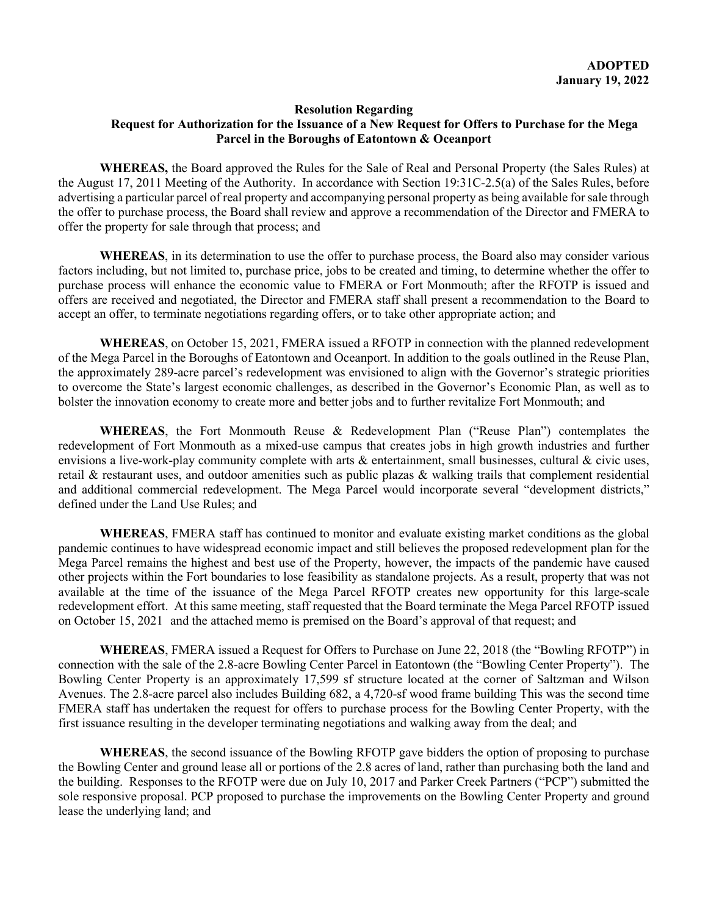**ADOPTED**
**January 19, 2022**

**Resolution Regarding**
**Request for Authorization for the Issuance of a New Request for Offers to Purchase for the Mega Parcel in the Boroughs of Eatontown & Oceanport**

**WHEREAS,** the Board approved the Rules for the Sale of Real and Personal Property (the Sales Rules) at the August 17, 2011 Meeting of the Authority. In accordance with Section 19:31C-2.5(a) of the Sales Rules, before advertising a particular parcel of real property and accompanying personal property as being available for sale through the offer to purchase process, the Board shall review and approve a recommendation of the Director and FMERA to offer the property for sale through that process; and

**WHEREAS**, in its determination to use the offer to purchase process, the Board also may consider various factors including, but not limited to, purchase price, jobs to be created and timing, to determine whether the offer to purchase process will enhance the economic value to FMERA or Fort Monmouth; after the RFOTP is issued and offers are received and negotiated, the Director and FMERA staff shall present a recommendation to the Board to accept an offer, to terminate negotiations regarding offers, or to take other appropriate action; and

**WHEREAS**, on October 15, 2021, FMERA issued a RFOTP in connection with the planned redevelopment of the Mega Parcel in the Boroughs of Eatontown and Oceanport. In addition to the goals outlined in the Reuse Plan, the approximately 289-acre parcel's redevelopment was envisioned to align with the Governor's strategic priorities to overcome the State's largest economic challenges, as described in the Governor's Economic Plan, as well as to bolster the innovation economy to create more and better jobs and to further revitalize Fort Monmouth; and

**WHEREAS**, the Fort Monmouth Reuse & Redevelopment Plan ("Reuse Plan") contemplates the redevelopment of Fort Monmouth as a mixed-use campus that creates jobs in high growth industries and further envisions a live-work-play community complete with arts & entertainment, small businesses, cultural & civic uses, retail & restaurant uses, and outdoor amenities such as public plazas & walking trails that complement residential and additional commercial redevelopment. The Mega Parcel would incorporate several "development districts," defined under the Land Use Rules; and

**WHEREAS**, FMERA staff has continued to monitor and evaluate existing market conditions as the global pandemic continues to have widespread economic impact and still believes the proposed redevelopment plan for the Mega Parcel remains the highest and best use of the Property, however, the impacts of the pandemic have caused other projects within the Fort boundaries to lose feasibility as standalone projects. As a result, property that was not available at the time of the issuance of the Mega Parcel RFOTP creates new opportunity for this large-scale redevelopment effort. At this same meeting, staff requested that the Board terminate the Mega Parcel RFOTP issued on October 15, 2021 and the attached memo is premised on the Board's approval of that request; and

**WHEREAS**, FMERA issued a Request for Offers to Purchase on June 22, 2018 (the "Bowling RFOTP") in connection with the sale of the 2.8-acre Bowling Center Parcel in Eatontown (the "Bowling Center Property"). The Bowling Center Property is an approximately 17,599 sf structure located at the corner of Saltzman and Wilson Avenues. The 2.8-acre parcel also includes Building 682, a 4,720-sf wood frame building This was the second time FMERA staff has undertaken the request for offers to purchase process for the Bowling Center Property, with the first issuance resulting in the developer terminating negotiations and walking away from the deal; and

**WHEREAS**, the second issuance of the Bowling RFOTP gave bidders the option of proposing to purchase the Bowling Center and ground lease all or portions of the 2.8 acres of land, rather than purchasing both the land and the building. Responses to the RFOTP were due on July 10, 2017 and Parker Creek Partners ("PCP") submitted the sole responsive proposal. PCP proposed to purchase the improvements on the Bowling Center Property and ground lease the underlying land; and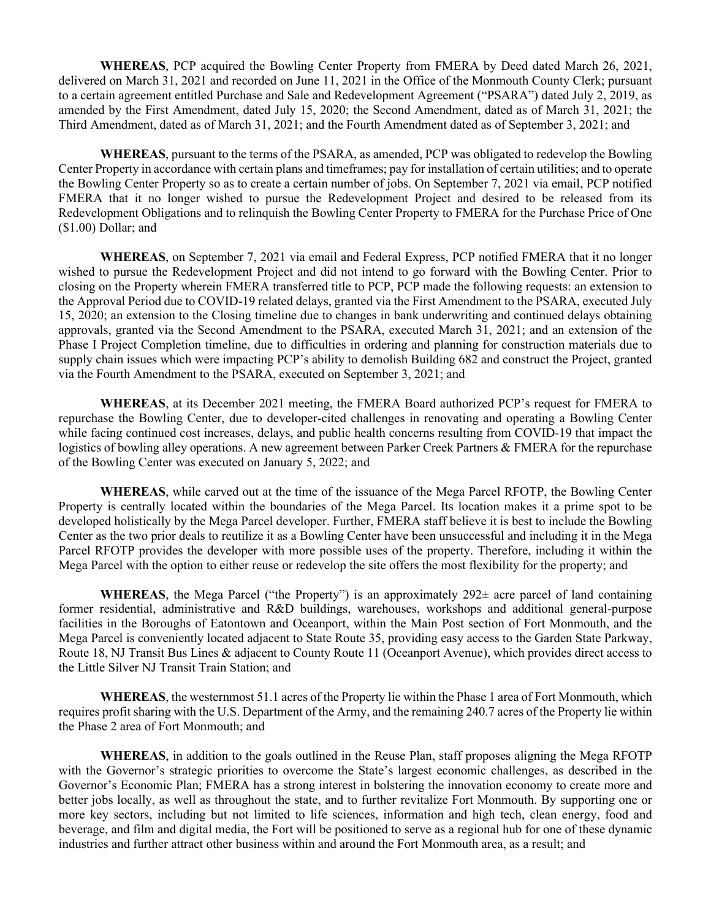**WHEREAS**, PCP acquired the Bowling Center Property from FMERA by Deed dated March 26, 2021, delivered on March 31, 2021 and recorded on June 11, 2021 in the Office of the Monmouth County Clerk; pursuant to a certain agreement entitled Purchase and Sale and Redevelopment Agreement ("PSARA") dated July 2, 2019, as amended by the First Amendment, dated July 15, 2020; the Second Amendment, dated as of March 31, 2021; the Third Amendment, dated as of March 31, 2021; and the Fourth Amendment dated as of September 3, 2021; and

**WHEREAS**, pursuant to the terms of the PSARA, as amended, PCP was obligated to redevelop the Bowling Center Property in accordance with certain plans and timeframes; pay for installation of certain utilities; and to operate the Bowling Center Property so as to create a certain number of jobs. On September 7, 2021 via email, PCP notified FMERA that it no longer wished to pursue the Redevelopment Project and desired to be released from its Redevelopment Obligations and to relinquish the Bowling Center Property to FMERA for the Purchase Price of One ($1.00) Dollar; and

**WHEREAS**, on September 7, 2021 via email and Federal Express, PCP notified FMERA that it no longer wished to pursue the Redevelopment Project and did not intend to go forward with the Bowling Center. Prior to closing on the Property wherein FMERA transferred title to PCP, PCP made the following requests: an extension to the Approval Period due to COVID-19 related delays, granted via the First Amendment to the PSARA, executed July 15, 2020; an extension to the Closing timeline due to changes in bank underwriting and continued delays obtaining approvals, granted via the Second Amendment to the PSARA, executed March 31, 2021; and an extension of the Phase I Project Completion timeline, due to difficulties in ordering and planning for construction materials due to supply chain issues which were impacting PCP's ability to demolish Building 682 and construct the Project, granted via the Fourth Amendment to the PSARA, executed on September 3, 2021; and

**WHEREAS**, at its December 2021 meeting, the FMERA Board authorized PCP's request for FMERA to repurchase the Bowling Center, due to developer-cited challenges in renovating and operating a Bowling Center while facing continued cost increases, delays, and public health concerns resulting from COVID-19 that impact the logistics of bowling alley operations. A new agreement between Parker Creek Partners & FMERA for the repurchase of the Bowling Center was executed on January 5, 2022; and

**WHEREAS**, while carved out at the time of the issuance of the Mega Parcel RFOTP, the Bowling Center Property is centrally located within the boundaries of the Mega Parcel. Its location makes it a prime spot to be developed holistically by the Mega Parcel developer. Further, FMERA staff believe it is best to include the Bowling Center as the two prior deals to reutilize it as a Bowling Center have been unsuccessful and including it in the Mega Parcel RFOTP provides the developer with more possible uses of the property. Therefore, including it within the Mega Parcel with the option to either reuse or redevelop the site offers the most flexibility for the property; and

**WHEREAS**, the Mega Parcel ("the Property") is an approximately 292± acre parcel of land containing former residential, administrative and R&D buildings, warehouses, workshops and additional general-purpose facilities in the Boroughs of Eatontown and Oceanport, within the Main Post section of Fort Monmouth, and the Mega Parcel is conveniently located adjacent to State Route 35, providing easy access to the Garden State Parkway, Route 18, NJ Transit Bus Lines & adjacent to County Route 11 (Oceanport Avenue), which provides direct access to the Little Silver NJ Transit Train Station; and

**WHEREAS**, the westernmost 51.1 acres of the Property lie within the Phase 1 area of Fort Monmouth, which requires profit sharing with the U.S. Department of the Army, and the remaining 240.7 acres of the Property lie within the Phase 2 area of Fort Monmouth; and

**WHEREAS**, in addition to the goals outlined in the Reuse Plan, staff proposes aligning the Mega RFOTP with the Governor's strategic priorities to overcome the State's largest economic challenges, as described in the Governor's Economic Plan; FMERA has a strong interest in bolstering the innovation economy to create more and better jobs locally, as well as throughout the state, and to further revitalize Fort Monmouth. By supporting one or more key sectors, including but not limited to life sciences, information and high tech, clean energy, food and beverage, and film and digital media, the Fort will be positioned to serve as a regional hub for one of these dynamic industries and further attract other business within and around the Fort Monmouth area, as a result; and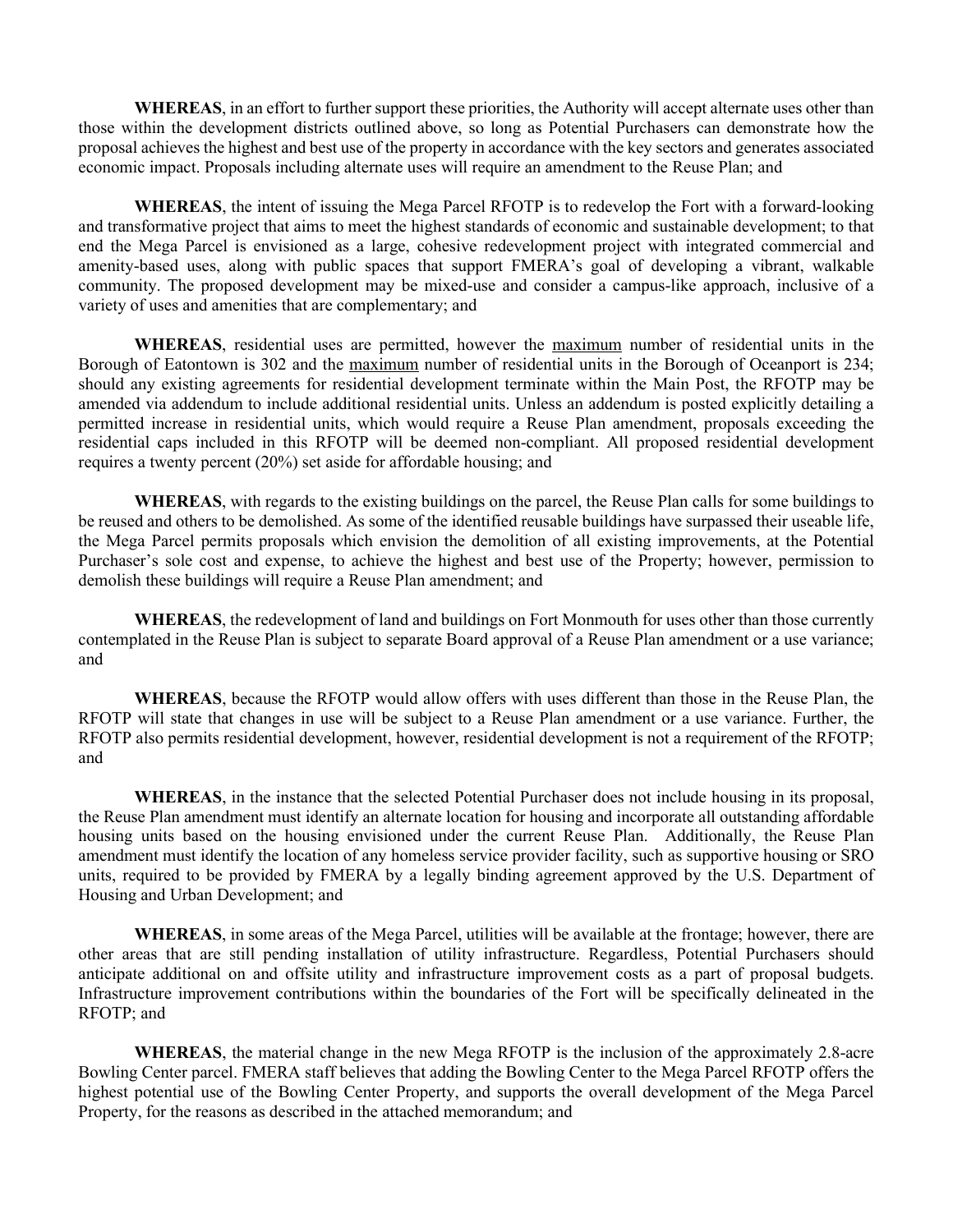**WHEREAS**, in an effort to further support these priorities, the Authority will accept alternate uses other than those within the development districts outlined above, so long as Potential Purchasers can demonstrate how the proposal achieves the highest and best use of the property in accordance with the key sectors and generates associated economic impact. Proposals including alternate uses will require an amendment to the Reuse Plan; and

**WHEREAS**, the intent of issuing the Mega Parcel RFOTP is to redevelop the Fort with a forward-looking and transformative project that aims to meet the highest standards of economic and sustainable development; to that end the Mega Parcel is envisioned as a large, cohesive redevelopment project with integrated commercial and amenity-based uses, along with public spaces that support FMERA's goal of developing a vibrant, walkable community. The proposed development may be mixed-use and consider a campus-like approach, inclusive of a variety of uses and amenities that are complementary; and

**WHEREAS**, residential uses are permitted, however the <u>maximum</u> number of residential units in the Borough of Eatontown is 302 and the <u>maximum</u> number of residential units in the Borough of Oceanport is 234; should any existing agreements for residential development terminate within the Main Post, the RFOTP may be amended via addendum to include additional residential units. Unless an addendum is posted explicitly detailing a permitted increase in residential units, which would require a Reuse Plan amendment, proposals exceeding the residential caps included in this RFOTP will be deemed non-compliant. All proposed residential development requires a twenty percent (20%) set aside for affordable housing; and

**WHEREAS**, with regards to the existing buildings on the parcel, the Reuse Plan calls for some buildings to be reused and others to be demolished. As some of the identified reusable buildings have surpassed their useable life, the Mega Parcel permits proposals which envision the demolition of all existing improvements, at the Potential Purchaser's sole cost and expense, to achieve the highest and best use of the Property; however, permission to demolish these buildings will require a Reuse Plan amendment; and

**WHEREAS**, the redevelopment of land and buildings on Fort Monmouth for uses other than those currently contemplated in the Reuse Plan is subject to separate Board approval of a Reuse Plan amendment or a use variance; and

**WHEREAS**, because the RFOTP would allow offers with uses different than those in the Reuse Plan, the RFOTP will state that changes in use will be subject to a Reuse Plan amendment or a use variance. Further, the RFOTP also permits residential development, however, residential development is not a requirement of the RFOTP; and

**WHEREAS**, in the instance that the selected Potential Purchaser does not include housing in its proposal, the Reuse Plan amendment must identify an alternate location for housing and incorporate all outstanding affordable housing units based on the housing envisioned under the current Reuse Plan. Additionally, the Reuse Plan amendment must identify the location of any homeless service provider facility, such as supportive housing or SRO units, required to be provided by FMERA by a legally binding agreement approved by the U.S. Department of Housing and Urban Development; and

**WHEREAS**, in some areas of the Mega Parcel, utilities will be available at the frontage; however, there are other areas that are still pending installation of utility infrastructure. Regardless, Potential Purchasers should anticipate additional on and offsite utility and infrastructure improvement costs as a part of proposal budgets. Infrastructure improvement contributions within the boundaries of the Fort will be specifically delineated in the RFOTP; and

**WHEREAS**, the material change in the new Mega RFOTP is the inclusion of the approximately 2.8-acre Bowling Center parcel. FMERA staff believes that adding the Bowling Center to the Mega Parcel RFOTP offers the highest potential use of the Bowling Center Property, and supports the overall development of the Mega Parcel Property, for the reasons as described in the attached memorandum; and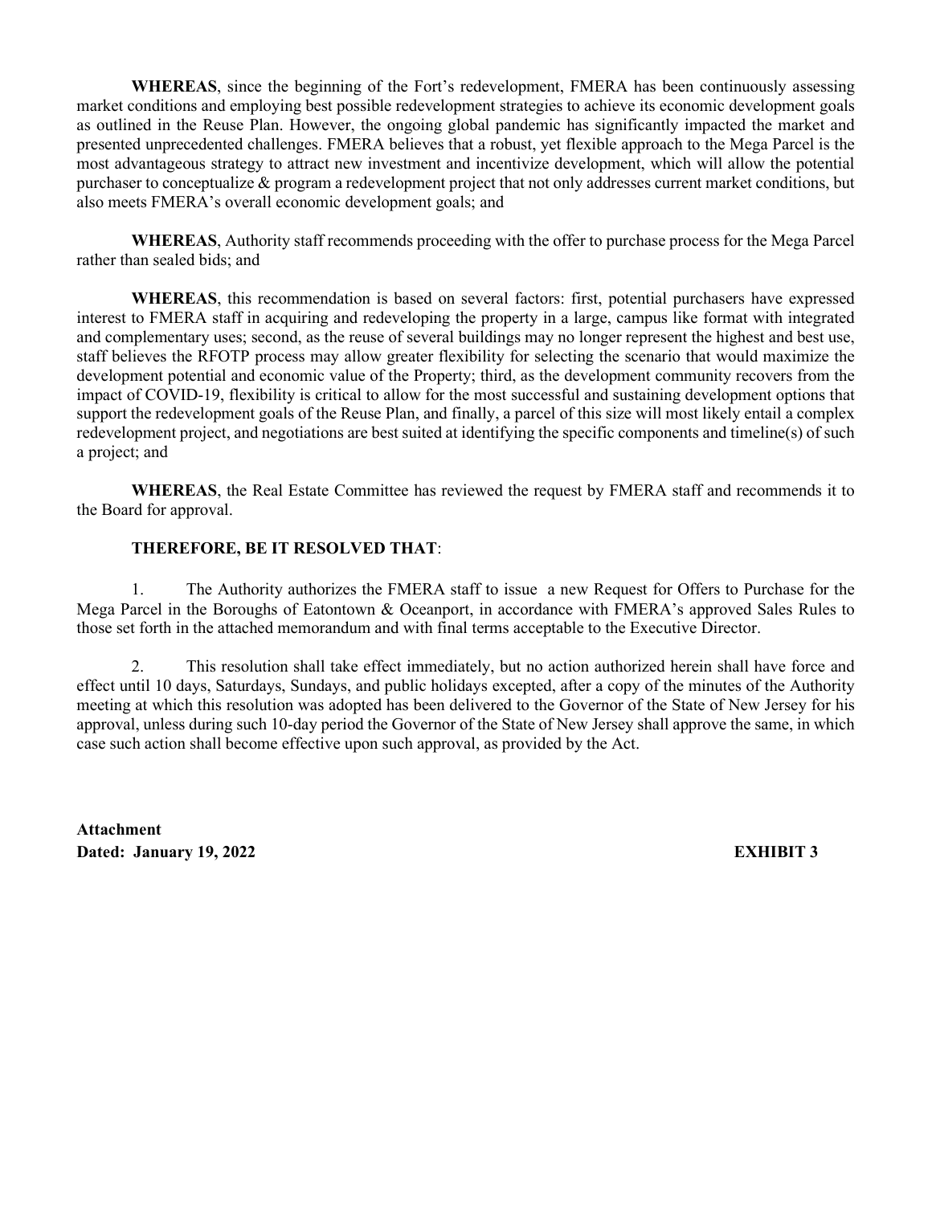**WHEREAS**, since the beginning of the Fort's redevelopment, FMERA has been continuously assessing market conditions and employing best possible redevelopment strategies to achieve its economic development goals as outlined in the Reuse Plan. However, the ongoing global pandemic has significantly impacted the market and presented unprecedented challenges. FMERA believes that a robust, yet flexible approach to the Mega Parcel is the most advantageous strategy to attract new investment and incentivize development, which will allow the potential purchaser to conceptualize & program a redevelopment project that not only addresses current market conditions, but also meets FMERA's overall economic development goals; and

**WHEREAS**, Authority staff recommends proceeding with the offer to purchase process for the Mega Parcel rather than sealed bids; and

**WHEREAS**, this recommendation is based on several factors: first, potential purchasers have expressed interest to FMERA staff in acquiring and redeveloping the property in a large, campus like format with integrated and complementary uses; second, as the reuse of several buildings may no longer represent the highest and best use, staff believes the RFOTP process may allow greater flexibility for selecting the scenario that would maximize the development potential and economic value of the Property; third, as the development community recovers from the impact of COVID-19, flexibility is critical to allow for the most successful and sustaining development options that support the redevelopment goals of the Reuse Plan, and finally, a parcel of this size will most likely entail a complex redevelopment project, and negotiations are best suited at identifying the specific components and timeline(s) of such a project; and

**WHEREAS**, the Real Estate Committee has reviewed the request by FMERA staff and recommends it to the Board for approval.

**THEREFORE, BE IT RESOLVED THAT**:

1. The Authority authorizes the FMERA staff to issue a new Request for Offers to Purchase for the Mega Parcel in the Boroughs of Eatontown & Oceanport, in accordance with FMERA's approved Sales Rules to those set forth in the attached memorandum and with final terms acceptable to the Executive Director.

2. This resolution shall take effect immediately, but no action authorized herein shall have force and effect until 10 days, Saturdays, Sundays, and public holidays excepted, after a copy of the minutes of the Authority meeting at which this resolution was adopted has been delivered to the Governor of the State of New Jersey for his approval, unless during such 10-day period the Governor of the State of New Jersey shall approve the same, in which case such action shall become effective upon such approval, as provided by the Act.

**Attachment**

**Dated: January 19, 2022** **EXHIBIT 3**